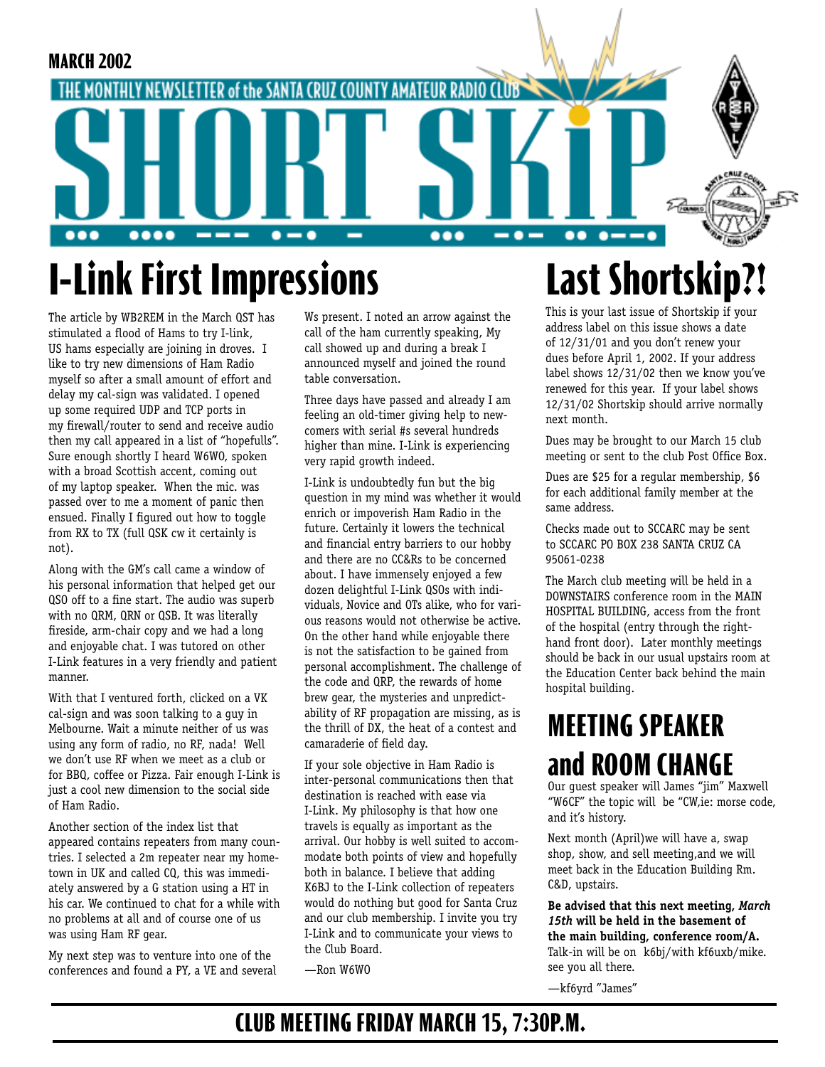MARCH 2002

THE MONTHLY NEWSLETTER of the SANTA CRUZ COUNTY AMATEUR RADIO CLUB

# SHORT SKiP

# I-Link First Impressions

The article by WB2REM in the March QST has stimulated a flood of Hams to try I-link, US hams especially are joining in droves. I like to try new dimensions of Ham Radio myself so after a small amount of effort and delay my cal-sign was validated. I opened up some required UDP and TCP ports in my firewall/router to send and receive audio then my call appeared in a list of "hopefulls". Sure enough shortly I heard W6WO, spoken with a broad Scottish accent, coming out of my laptop speaker. When the mic. was passed over to me a moment of panic then ensued. Finally I figured out how to toggle from RX to TX (full QSK cw it certainly is not).

Along with the GM's call came a window of his personal information that helped get our QSO off to a fine start. The audio was superb with no QRM, QRN or QSB. It was literally fireside, arm-chair copy and we had a long and enjoyable chat. I was tutored on other I-Link features in a very friendly and patient manner.

With that I ventured forth, clicked on a VK cal-sign and was soon talking to a guy in Melbourne. Wait a minute neither of us was using any form of radio, no RF, nada! Well we don't use RF when we meet as a club or for BBQ, coffee or Pizza. Fair enough I-Link is just a cool new dimension to the social side of Ham Radio.

Another section of the index list that appeared contains repeaters from many countries. I selected a 2m repeater near my hometown in UK and called CQ, this was immediately answered by a G station using a HT in his car. We continued to chat for a while with no problems at all and of course one of us was using Ham RF gear.

My next step was to venture into one of the conferences and found a PY, a VE and several Ws present. I noted an arrow against the call of the ham currently speaking, My call showed up and during a break I announced myself and joined the round table conversation.

Three days have passed and already I am feeling an old-timer giving help to newcomers with serial #s several hundreds higher than mine. I-Link is experiencing very rapid growth indeed.

I-Link is undoubtedly fun but the big question in my mind was whether it would enrich or impoverish Ham Radio in the future. Certainly it lowers the technical and financial entry barriers to our hobby and there are no CC&Rs to be concerned about. I have immensely enjoyed a few dozen delightful I-Link QSOs with individuals, Novice and OTs alike, who for various reasons would not otherwise be active. On the other hand while enjoyable there is not the satisfaction to be gained from personal accomplishment. The challenge of the code and QRP, the rewards of home brew gear, the mysteries and unpredictability of RF propagation are missing, as is the thrill of DX, the heat of a contest and camaraderie of field day.

If your sole objective in Ham Radio is inter-personal communications then that destination is reached with ease via I-Link. My philosophy is that how one travels is equally as important as the arrival. Our hobby is well suited to accommodate both points of view and hopefully both in balance. I believe that adding K6BJ to the I-Link collection of repeaters would do nothing but good for Santa Cruz and our club membership. I invite you try I-Link and to communicate your views to the Club Board.

—Ron W6WO

# Last Shortskip?!

This is your last issue of Shortskip if your address label on this issue shows a date of 12/31/01 and you don't renew your dues before April 1, 2002. If your address label shows 12/31/02 then we know you've renewed for this year. If your label shows 12/31/02 Shortskip should arrive normally next month.

Dues may be brought to our March 15 club meeting or sent to the club Post Office Box.

Dues are $25 for a regular membership, $6 for each additional family member at the same address.

Checks made out to SCCARC may be sent to SCCARC PO BOX 238 SANTA CRUZ CA 95061-0238

The March club meeting will be held in a DOWNSTAIRS conference room in the MAIN HOSPITAL BUILDING, access from the front of the hospital (entry through the right-hand front door). Later monthly meetings should be back in our usual upstairs room at the Education Center back behind the main hospital building.

# MEETING SPEAKER and ROOM CHANGE

Our guest speaker will James "jim" Maxwell "W6CF" the topic will be "CW,ie: morse code, and it's history.

Next month (April)we will have a, swap shop, show, and sell meeting,and we will meet back in the Education Building Rm. C&D, upstairs.

**Be advised that this next meeting, *March 15th* will be held in the basement of the main building, conference room/A.** Talk-in will be on k6bj/with kf6uxb/mike. see you all there.

—kf6yrd "James"

## CLUB MEETING FRIDAY MARCH 15, 7:30P.M.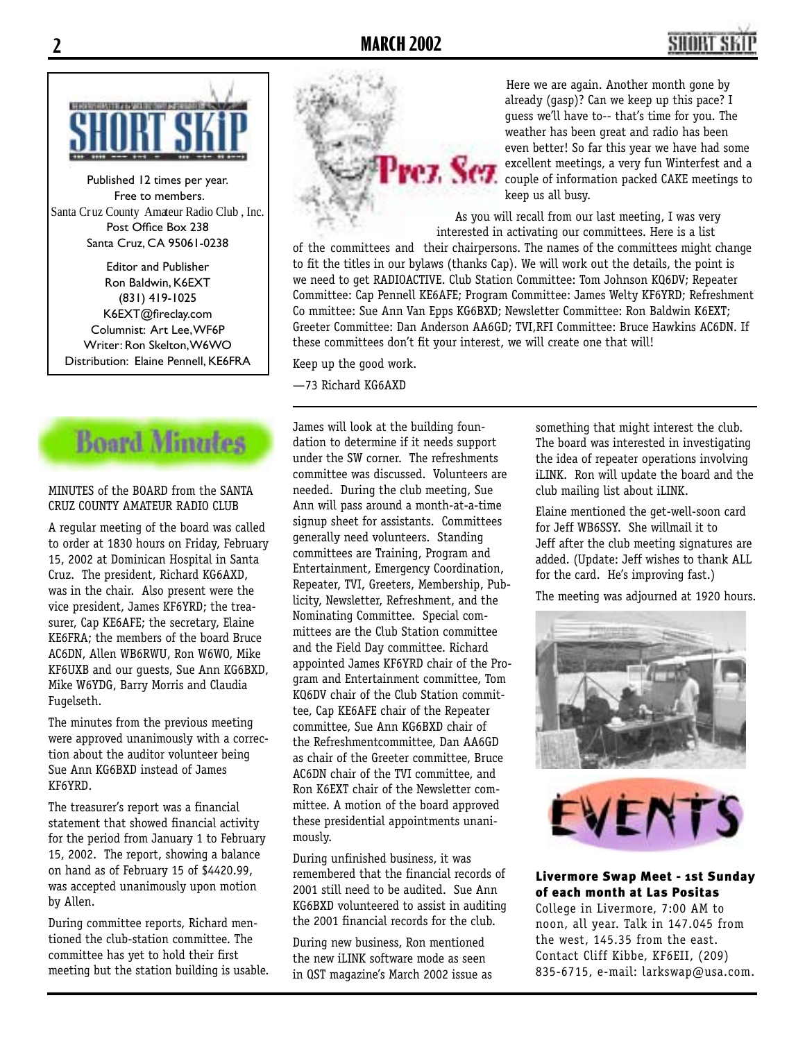SHORT SKIP

Published 12 times per year.
Free to members.
Santa Cruz County Amateur Radio Club , Inc.
Post Office Box 238
Santa Cruz, CA 95061-0238

Editor and Publisher
Ron Baldwin, K6EXT
(831) 419-1025
K6EXT@fireclay.com
Columnist: Art Lee, WF6P
Writer: Ron Skelton, W6WO
Distribution: Elaine Pennell, KE6FRA

## Prez Sez

Here we are again. Another month gone by already (gasp)? Can we keep up this pace? I guess we'll have to-- that's time for you. The weather has been great and radio has been even better! So far this year we have had some excellent meetings, a very fun Winterfest and a couple of information packed CAKE meetings to keep us all busy.

As you will recall from our last meeting, I was very interested in activating our committees. Here is a list of the committees and their chairpersons. The names of the committees might change to fit the titles in our bylaws (thanks Cap). We will work out the details, the point is we need to get RADIOACTIVE. Club Station Committee: Tom Johnson KQ6DV; Repeater Committee: Cap Pennell KE6AFE; Program Committee: James Welty KF6YRD; Refreshment Co mmittee: Sue Ann Van Epps KG6BXD; Newsletter Committee: Ron Baldwin K6EXT; Greeter Committee: Dan Anderson AA6GD; TVI,RFI Committee: Bruce Hawkins AC6DN. If these committees don't fit your interest, we will create one that will!

Keep up the good work.

—73 Richard KG6AXD

## Board Minutes

MINUTES of the BOARD from the SANTA CRUZ COUNTY AMATEUR RADIO CLUB

A regular meeting of the board was called to order at 1830 hours on Friday, February 15, 2002 at Dominican Hospital in Santa Cruz. The president, Richard KG6AXD, was in the chair. Also present were the vice president, James KF6YRD; the treasurer, Cap KE6AFE; the secretary, Elaine KE6FRA; the members of the board Bruce AC6DN, Allen WB6RWU, Ron W6WO, Mike KF6UXB and our guests, Sue Ann KG6BXD, Mike W6YDG, Barry Morris and Claudia Fugelseth.

The minutes from the previous meeting were approved unanimously with a correction about the auditor volunteer being Sue Ann KG6BXD instead of James KF6YRD.

The treasurer's report was a financial statement that showed financial activity for the period from January 1 to February 15, 2002. The report, showing a balance on hand as of February 15 of $4420.99, was accepted unanimously upon motion by Allen.

During committee reports, Richard mentioned the club-station committee. The committee has yet to hold their first meeting but the station building is usable. James will look at the building foundation to determine if it needs support under the SW corner. The refreshments committee was discussed. Volunteers are needed. During the club meeting, Sue Ann will pass around a month-at-a-time signup sheet for assistants. Committees generally need volunteers. Standing committees are Training, Program and Entertainment, Emergency Coordination, Repeater, TVI, Greeters, Membership, Publicity, Newsletter, Refreshment, and the Nominating Committee. Special committees are the Club Station committee and the Field Day committee. Richard appointed James KF6YRD chair of the Program and Entertainment committee, Tom KQ6DV chair of the Club Station committee, Cap KE6AFE chair of the Repeater committee, Sue Ann KG6BXD chair of the Refreshmentcommittee, Dan AA6GD as chair of the Greeter committee, Bruce AC6DN chair of the TVI committee, and Ron K6EXT chair of the Newsletter committee. A motion of the board approved these presidential appointments unanimously.

During unfinished business, it was remembered that the financial records of 2001 still need to be audited. Sue Ann KG6BXD volunteered to assist in auditing the 2001 financial records for the club.

During new business, Ron mentioned the new iLINK software mode as seen in QST magazine's March 2002 issue as something that might interest the club. The board was interested in investigating the idea of repeater operations involving iLINK. Ron will update the board and the club mailing list about iLINK.

Elaine mentioned the get-well-soon card for Jeff WB6SSY. She willmail it to Jeff after the club meeting signatures are added. (Update: Jeff wishes to thank ALL for the card. He's improving fast.)

The meeting was adjourned at 1920 hours.

## EVENTS

**Livermore Swap Meet - 1st Sunday of each month at Las Positas** College in Livermore, 7:00 AM to noon, all year. Talk in 147.045 from the west, 145.35 from the east. Contact Cliff Kibbe, KF6EII, (209) 835-6715, e-mail: larkswap@usa.com.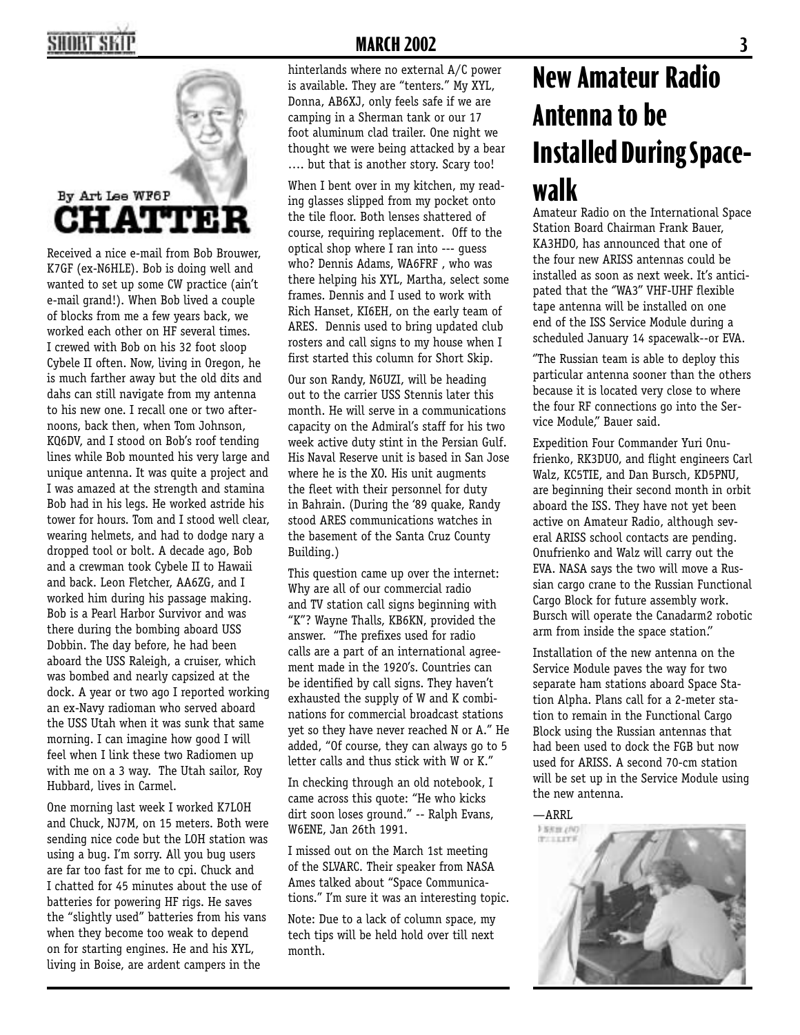By Art Lee WF6P

# CHATTER

Received a nice e-mail from Bob Brouwer, K7GF (ex-N6HLE). Bob is doing well and wanted to set up some CW practice (ain't e-mail grand!). When Bob lived a couple of blocks from me a few years back, we worked each other on HF several times. I crewed with Bob on his 32 foot sloop Cybele II often. Now, living in Oregon, he is much farther away but the old dits and dahs can still navigate from my antenna to his new one. I recall one or two afternoons, back then, when Tom Johnson, KQ6DV, and I stood on Bob's roof tending lines while Bob mounted his very large and unique antenna. It was quite a project and I was amazed at the strength and stamina Bob had in his legs. He worked astride his tower for hours. Tom and I stood well clear, wearing helmets, and had to dodge nary a dropped tool or bolt. A decade ago, Bob and a crewman took Cybele II to Hawaii and back. Leon Fletcher, AA6ZG, and I worked him during his passage making. Bob is a Pearl Harbor Survivor and was there during the bombing aboard USS Dobbin. The day before, he had been aboard the USS Raleigh, a cruiser, which was bombed and nearly capsized at the dock. A year or two ago I reported working an ex-Navy radioman who served aboard the USS Utah when it was sunk that same morning. I can imagine how good I will feel when I link these two Radiomen up with me on a 3 way. The Utah sailor, Roy Hubbard, lives in Carmel.

One morning last week I worked K7LOH and Chuck, NJ7M, on 15 meters. Both were sending nice code but the LOH station was using a bug. I'm sorry. All you bug users are far too fast for me to cpi. Chuck and I chatted for 45 minutes about the use of batteries for powering HF rigs. He saves the "slightly used" batteries from his vans when they become too weak to depend on for starting engines. He and his XYL, living in Boise, are ardent campers in the hinterlands where no external A/C power is available. They are "tenters." My XYL, Donna, AB6XJ, only feels safe if we are camping in a Sherman tank or our 17 foot aluminum clad trailer. One night we thought we were being attacked by a bear …. but that is another story. Scary too!

When I bent over in my kitchen, my reading glasses slipped from my pocket onto the tile floor. Both lenses shattered of course, requiring replacement. Off to the optical shop where I ran into --- guess who? Dennis Adams, WA6FRF , who was there helping his XYL, Martha, select some frames. Dennis and I used to work with Rich Hanset, KI6EH, on the early team of ARES. Dennis used to bring updated club rosters and call signs to my house when I first started this column for Short Skip.

Our son Randy, N6UZI, will be heading out to the carrier USS Stennis later this month. He will serve in a communications capacity on the Admiral's staff for his two week active duty stint in the Persian Gulf. His Naval Reserve unit is based in San Jose where he is the XO. His unit augments the fleet with their personnel for duty in Bahrain. (During the '89 quake, Randy stood ARES communications watches in the basement of the Santa Cruz County Building.)

This question came up over the internet: Why are all of our commercial radio and TV station call signs beginning with "K"? Wayne Thalls, KB6KN, provided the answer. "The prefixes used for radio calls are a part of an international agreement made in the 1920's. Countries can be identified by call signs. They haven't exhausted the supply of W and K combinations for commercial broadcast stations yet so they have never reached N or A." He added, "Of course, they can always go to 5 letter calls and thus stick with W or K."

In checking through an old notebook, I came across this quote: "He who kicks dirt soon loses ground." -- Ralph Evans, W6ENE, Jan 26th 1991.

I missed out on the March 1st meeting of the SLVARC. Their speaker from NASA Ames talked about "Space Communications." I'm sure it was an interesting topic.

Note: Due to a lack of column space, my tech tips will be held hold over till next month.

# New Amateur Radio Antenna to be Installed During Spacewalk

Amateur Radio on the International Space Station Board Chairman Frank Bauer, KA3HDO, has announced that one of the four new ARISS antennas could be installed as soon as next week. It's anticipated that the "WA3" VHF-UHF flexible tape antenna will be installed on one end of the ISS Service Module during a scheduled January 14 spacewalk--or EVA.

"The Russian team is able to deploy this particular antenna sooner than the others because it is located very close to where the four RF connections go into the Service Module," Bauer said.

Expedition Four Commander Yuri Onufrienko, RK3DUO, and flight engineers Carl Walz, KC5TIE, and Dan Bursch, KD5PNU, are beginning their second month in orbit aboard the ISS. They have not yet been active on Amateur Radio, although several ARISS school contacts are pending. Onufrienko and Walz will carry out the EVA. NASA says the two will move a Russian cargo crane to the Russian Functional Cargo Block for future assembly work. Bursch will operate the Canadarm2 robotic arm from inside the space station."

Installation of the new antenna on the Service Module paves the way for two separate ham stations aboard Space Station Alpha. Plans call for a 2-meter station to remain in the Functional Cargo Block using the Russian antennas that had been used to dock the FGB but now used for ARISS. A second 70-cm station will be set up in the Service Module using the new antenna.

—ARRL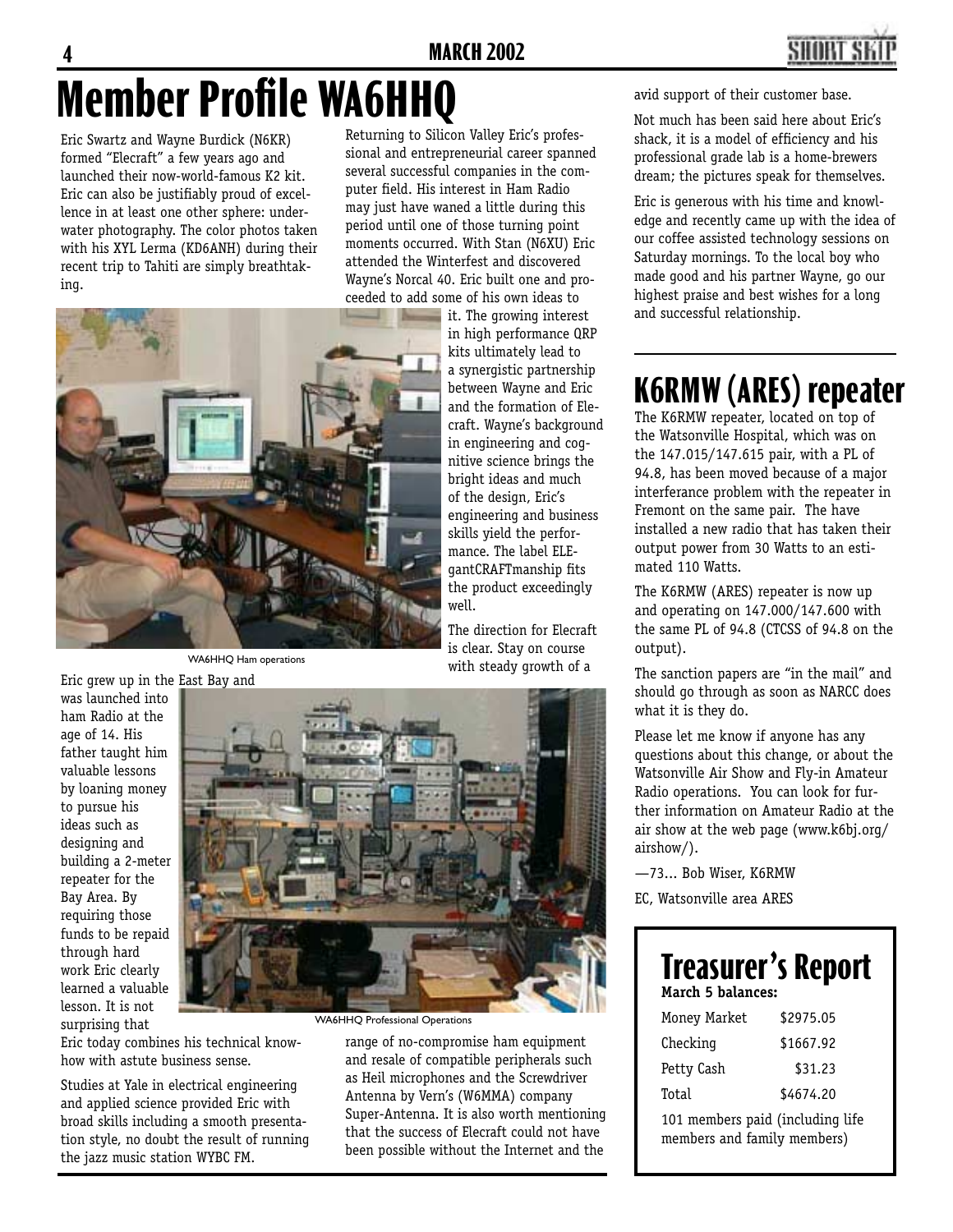# Member Profile WA6HHQ

Eric Swartz and Wayne Burdick (N6KR) formed "Elecraft" a few years ago and launched their now-world-famous K2 kit. Eric can also be justifiably proud of excellence in at least one other sphere: underwater photography. The color photos taken with his XYL Lerma (KD6ANH) during their recent trip to Tahiti are simply breathtaking.

WA6HHQ Ham operations

Eric grew up in the East Bay and was launched into ham Radio at the age of 14. His father taught him valuable lessons by loaning money to pursue his ideas such as designing and building a 2-meter repeater for the Bay Area. By requiring those funds to be repaid through hard work Eric clearly learned a valuable lesson. It is not surprising that Eric today combines his technical know-how with astute business sense.

Studies at Yale in electrical engineering and applied science provided Eric with broad skills including a smooth presentation style, no doubt the result of running the jazz music station WYBC FM.

Returning to Silicon Valley Eric's professional and entrepreneurial career spanned several successful companies in the computer field. His interest in Ham Radio may just have waned a little during this period until one of those turning point moments occurred. With Stan (N6XU) Eric attended the Winterfest and discovered Wayne's Norcal 40. Eric built one and proceeded to add some of his own ideas to it. The growing interest in high performance QRP kits ultimately lead to a synergistic partnership between Wayne and Eric and the formation of Elecraft. Wayne's background in engineering and cognitive science brings the bright ideas and much of the design, Eric's engineering and business skills yield the performance. The label ELEgantCRAFTmanship fits the product exceedingly well.

The direction for Elecraft is clear. Stay on course with steady growth of a range of no-compromise ham equipment and resale of compatible peripherals such as Heil microphones and the Screwdriver Antenna by Vern's (W6MMA) company Super-Antenna. It is also worth mentioning that the success of Elecraft could not have been possible without the Internet and the avid support of their customer base.

WA6HHQ Professional Operations

Not much has been said here about Eric's shack, it is a model of efficiency and his professional grade lab is a home-brewers dream; the pictures speak for themselves.

Eric is generous with his time and knowledge and recently came up with the idea of our coffee assisted technology sessions on Saturday mornings. To the local boy who made good and his partner Wayne, go our highest praise and best wishes for a long and successful relationship.

# K6RMW (ARES) repeater

The K6RMW repeater, located on top of the Watsonville Hospital, which was on the 147.015/147.615 pair, with a PL of 94.8, has been moved because of a major interferance problem with the repeater in Fremont on the same pair. The have installed a new radio that has taken their output power from 30 Watts to an estimated 110 Watts.

The K6RMW (ARES) repeater is now up and operating on 147.000/147.600 with the same PL of 94.8 (CTCSS of 94.8 on the output).

The sanction papers are "in the mail" and should go through as soon as NARCC does what it is they do.

Please let me know if anyone has any questions about this change, or about the Watsonville Air Show and Fly-in Amateur Radio operations. You can look for further information on Amateur Radio at the air show at the web page (www.k6bj.org/airshow/).

—73... Bob Wiser, K6RMW

EC, Watsonville area ARES

# Treasurer's Report

**March 5 balances:**

| | |
|---|---|
| Money Market | $2975.05 |
| Checking | $1667.92 |
| Petty Cash | $31.23 |
| Total | $4674.20 |

101 members paid (including life members and family members)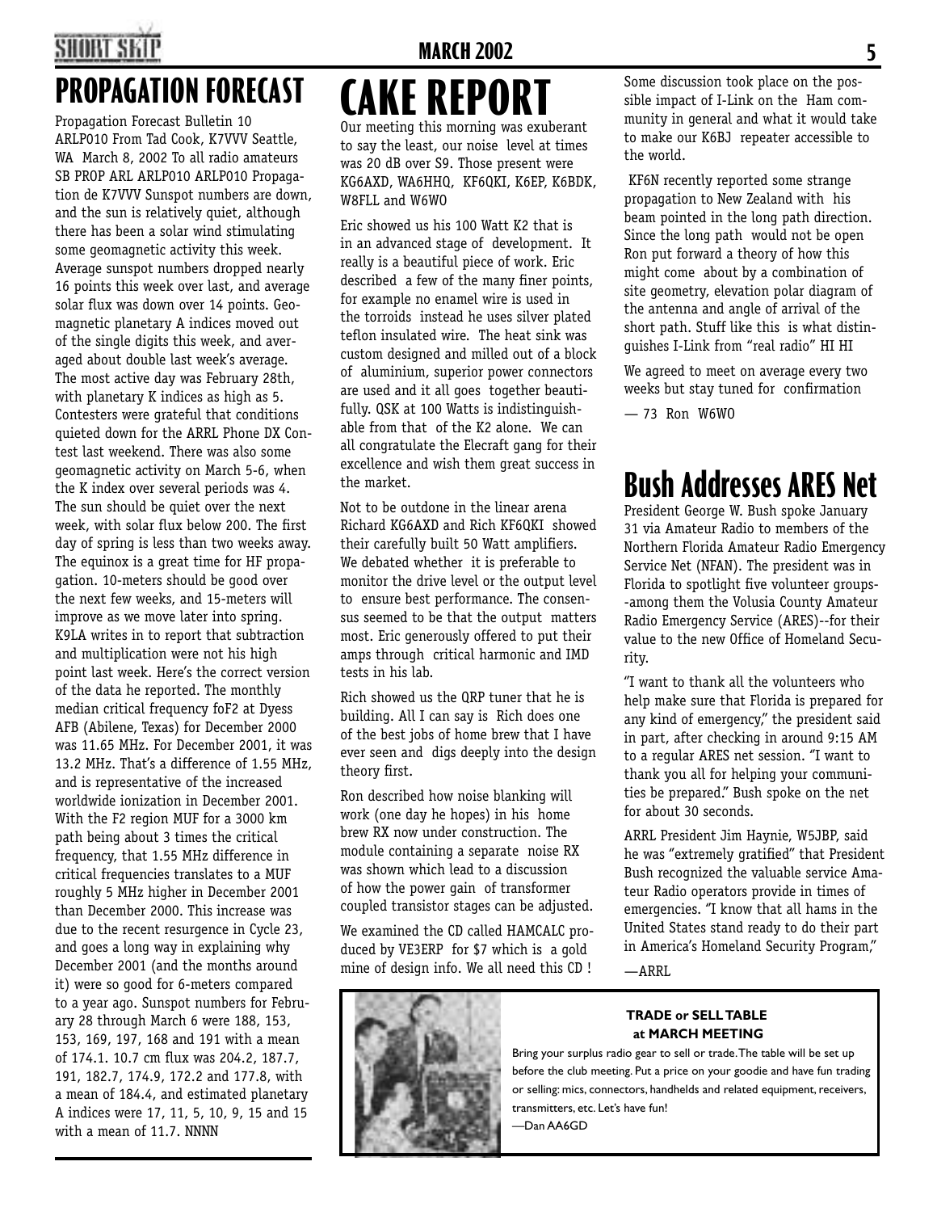# PROPAGATION FORECAST

Propagation Forecast Bulletin 10 ARLP010 From Tad Cook, K7VVV Seattle, WA March 8, 2002 To all radio amateurs SB PROP ARL ARLP010 ARLP010 Propagation de K7VVV Sunspot numbers are down, and the sun is relatively quiet, although there has been a solar wind stimulating some geomagnetic activity this week. Average sunspot numbers dropped nearly 16 points this week over last, and average solar flux was down over 14 points. Geomagnetic planetary A indices moved out of the single digits this week, and averaged about double last week's average. The most active day was February 28th, with planetary K indices as high as 5. Contesters were grateful that conditions quieted down for the ARRL Phone DX Contest last weekend. There was also some geomagnetic activity on March 5-6, when the K index over several periods was 4. The sun should be quiet over the next week, with solar flux below 200. The first day of spring is less than two weeks away. The equinox is a great time for HF propagation. 10-meters should be good over the next few weeks, and 15-meters will improve as we move later into spring. K9LA writes in to report that subtraction and multiplication were not his high point last week. Here's the correct version of the data he reported. The monthly median critical frequency foF2 at Dyess AFB (Abilene, Texas) for December 2000 was 11.65 MHz. For December 2001, it was 13.2 MHz. That's a difference of 1.55 MHz, and is representative of the increased worldwide ionization in December 2001. With the F2 region MUF for a 3000 km path being about 3 times the critical frequency, that 1.55 MHz difference in critical frequencies translates to a MUF roughly 5 MHz higher in December 2001 than December 2000. This increase was due to the recent resurgence in Cycle 23, and goes a long way in explaining why December 2001 (and the months around it) were so good for 6-meters compared to a year ago. Sunspot numbers for February 28 through March 6 were 188, 153, 153, 169, 197, 168 and 191 with a mean of 174.1. 10.7 cm flux was 204.2, 187.7, 191, 182.7, 174.9, 172.2 and 177.8, with a mean of 184.4, and estimated planetary A indices were 17, 11, 5, 10, 9, 15 and 15 with a mean of 11.7. NNNN

# CAKE REPORT

Our meeting this morning was exuberant to say the least, our noise level at times was 20 dB over S9. Those present were KG6AXD, WA6HHQ, KF6QKI, K6EP, K6BDK, W8FLL and W6WO

Eric showed us his 100 Watt K2 that is in an advanced stage of development. It really is a beautiful piece of work. Eric described a few of the many finer points, for example no enamel wire is used in the torroids instead he uses silver plated teflon insulated wire. The heat sink was custom designed and milled out of a block of aluminium, superior power connectors are used and it all goes together beautifully. QSK at 100 Watts is indistinguishable from that of the K2 alone. We can all congratulate the Elecraft gang for their excellence and wish them great success in the market.

Not to be outdone in the linear arena Richard KG6AXD and Rich KF6QKI showed their carefully built 50 Watt amplifiers. We debated whether it is preferable to monitor the drive level or the output level to ensure best performance. The consensus seemed to be that the output matters most. Eric generously offered to put their amps through critical harmonic and IMD tests in his lab.

Rich showed us the QRP tuner that he is building. All I can say is Rich does one of the best jobs of home brew that I have ever seen and digs deeply into the design theory first.

Ron described how noise blanking will work (one day he hopes) in his home brew RX now under construction. The module containing a separate noise RX was shown which lead to a discussion of how the power gain of transformer coupled transistor stages can be adjusted.

We examined the CD called HAMCALC produced by VE3ERP for $7 which is a gold mine of design info. We all need this CD !

Some discussion took place on the possible impact of I-Link on the Ham community in general and what it would take to make our K6BJ repeater accessible to the world.

KF6N recently reported some strange propagation to New Zealand with his beam pointed in the long path direction. Since the long path would not be open Ron put forward a theory of how this might come about by a combination of site geometry, elevation polar diagram of the antenna and angle of arrival of the short path. Stuff like this is what distinguishes I-Link from "real radio" HI HI

We agreed to meet on average every two weeks but stay tuned for confirmation

— 73 Ron W6WO

# Bush Addresses ARES Net

President George W. Bush spoke January 31 via Amateur Radio to members of the Northern Florida Amateur Radio Emergency Service Net (NFAN). The president was in Florida to spotlight five volunteer groups--among them the Volusia County Amateur Radio Emergency Service (ARES)--for their value to the new Office of Homeland Security.

"I want to thank all the volunteers who help make sure that Florida is prepared for any kind of emergency," the president said in part, after checking in around 9:15 AM to a regular ARES net session. "I want to thank you all for helping your communities be prepared." Bush spoke on the net for about 30 seconds.

ARRL President Jim Haynie, W5JBP, said he was "extremely gratified" that President Bush recognized the valuable service Amateur Radio operators provide in times of emergencies. "I know that all hams in the United States stand ready to do their part in America's Homeland Security Program,"

—ARRL

**TRADE or SELL TABLE at MARCH MEETING**

Bring your surplus radio gear to sell or trade. The table will be set up before the club meeting. Put a price on your goodie and have fun trading or selling: mics, connectors, handhelds and related equipment, receivers, transmitters, etc. Let's have fun!

—Dan AA6GD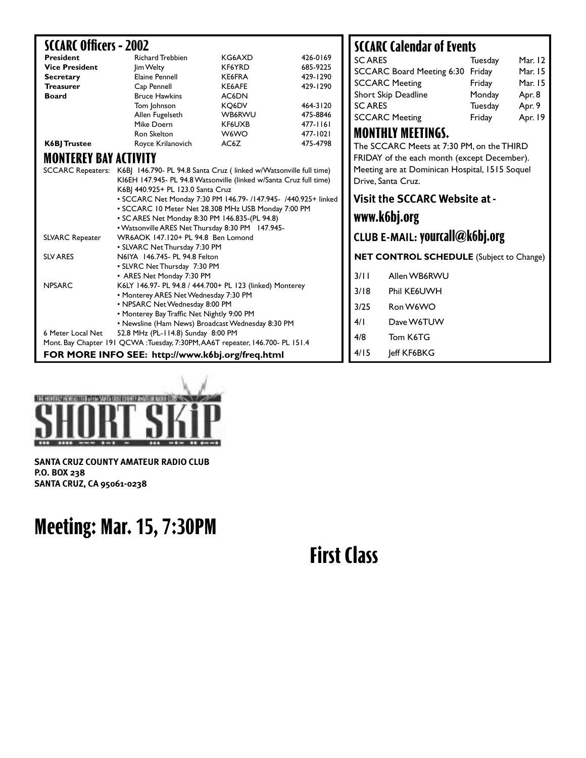## SCCARC Officers - 2002

| | | | |
|---|---|---|---|
| **President** | Richard Trebbien | KG6AXD | 426-0169 |
| **Vice President** | Jim Welty | KF6YRD | 685-9225 |
| **Secretary** | Elaine Pennell | KE6FRA | 429-1290 |
| **Treasurer** | Cap Pennell | KE6AFE | 429-1290 |
| **Board** | Bruce Hawkins | AC6DN | |
| | Tom Johnson | KQ6DV | 464-3120 |
| | Allen Fugelseth | WB6RWU | 475-8846 |
| | Mike Doern | KF6UXB | 477-1161 |
| | Ron Skelton | W6WO | 477-1021 |
| **K6BJ Trustee** | Royce Krilanovich | AC6Z | 475-4798 |

## MONTEREY BAY ACTIVITY

SCCARC Repeaters: K6BJ 146.790- PL 94.8 Santa Cruz ( linked w/Watsonville full time)
KI6EH 147.945- PL 94.8 Watsonville (linked w/Santa Cruz full time)
K6BJ 440.925+ PL 123.0 Santa Cruz

- SCCARC Net Monday 7:30 PM 146.79- /147.945- /440.925+ linked
- SCCARC 10 Meter Net 28.308 MHz USB Monday 7:00 PM
- SC ARES Net Monday 8:30 PM 146.835-(PL 94.8)
- Watsonville ARES Net Thursday 8:30 PM 147.945-

SLVARC Repeater WR6AOK 147.120+ PL 94.8 Ben Lomond

- SLVARC Net Thursday 7:30 PM

SLV ARES N6IYA 146.745- PL 94.8 Felton

- SLVRC Net Thursday 7:30 PM
- ARES Net Monday 7:30 PM

NPSARC K6LY 146.97- PL 94.8 / 444.700+ PL 123 (linked) Monterey

- Monterey ARES Net Wednesday 7:30 PM
- NPSARC Net Wednesday 8:00 PM
- Monterey Bay Traffic Net Nightly 9:00 PM
- Newsline (Ham News) Broadcast Wednesday 8:30 PM

6 Meter Local Net 52.8 MHz (PL-114.8) Sunday 8:00 PM

Mont. Bay Chapter 191 QCWA :Tuesday, 7:30PM, AA6T repeater, 146.700- PL 151.4

**FOR MORE INFO SEE: http://www.k6bj.org/freq.html**

## SCCARC Calendar of Events

| | | |
|---|---|---|
| SC ARES | Tuesday | Mar. 12 |
| SCCARC Board Meeting 6:30 | Friday | Mar. 15 |
| SCCARC Meeting | Friday | Mar. 15 |
| Short Skip Deadline | Monday | Apr. 8 |
| SC ARES | Tuesday | Apr. 9 |
| SCCARC Meeting | Friday | Apr. 19 |

## MONTHLY MEETINGS.

The SCCARC Meets at 7:30 PM, on the THIRD FRIDAY of the each month (except December). Meeting are at Dominican Hospital, 1515 Soquel Drive, Santa Cruz.

### Visit the SCCARC Website at - www.k6bj.org

### CLUB E-MAIL: yourcall@k6bj.org

**NET CONTROL SCHEDULE** (Subject to Change)

| | |
|---|---|
| 3/11 | Allen WB6RWU |
| 3/18 | Phil KE6UWH |
| 3/25 | Ron W6WO |
| 4/1 | Dave W6TUW |
| 4/8 | Tom K6TG |
| 4/15 | Jeff KF6BKG |

THE MONTHLY NEWSLETTER of the SANTA CRUZ COUNTY AMATEUR RADIO CLUB

SHORT SKIP

**SANTA CRUZ COUNTY AMATEUR RADIO CLUB**
**P.O. BOX 238**
**SANTA CRUZ, CA 95061-0238**

# Meeting: Mar. 15, 7:30PM

# First Class